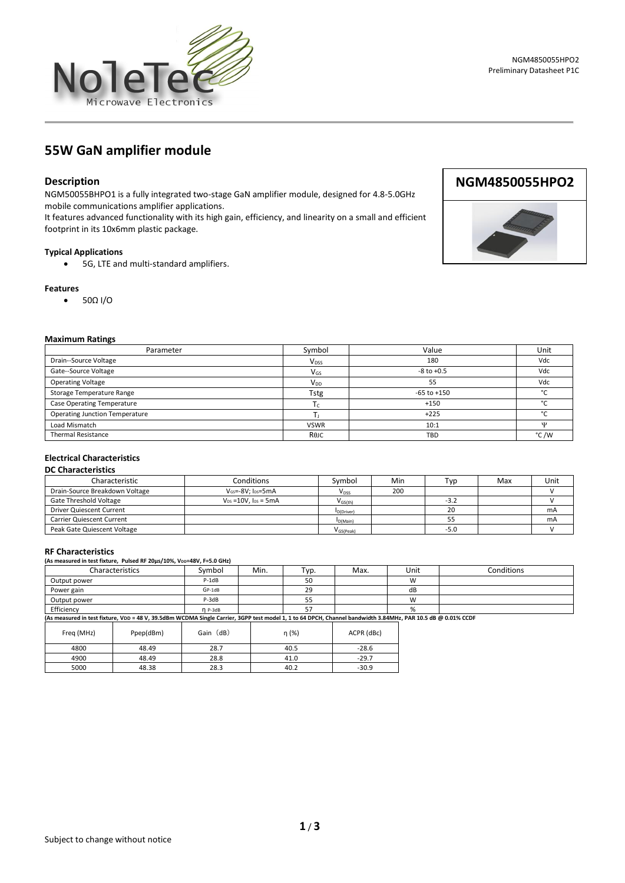# 55W GaN amplifier module

**NGM4850055HPO2**

## Description

NGM50055BHPO1 is a fully integrated two-stage GaN amplifier module, designed for 4.8-5.0GHz mobile communications amplifier applications.
It features advanced functionality with its high gain, efficiency, and linearity on a small and efficient footprint in its 10x6mm plastic package.

**Typical Applications**

- 5G, LTE and multi-standard amplifiers.

**Features**

- 50Ω I/O

**Maximum Ratings**

| Parameter | Symbol | Value | Unit |
|---|---|---|---|
| Drain--Source Voltage | $V_{DSS}$ | 180 | Vdc |
| Gate--Source Voltage | $V_{GS}$ | -8 to +0.5 | Vdc |
| Operating Voltage | $V_{DD}$ | 55 | Vdc |
| Storage Temperature Range | Tstg | -65 to +150 | °C |
| Case Operating Temperature | $T_C$ | +150 | °C |
| Operating Junction Temperature | $T_J$ | +225 | °C |
| Load Mismatch | VSWR | 10:1 | Ψ |
| Thermal Resistance | RθJC | TBD | °C /W |

**Electrical Characteristics**

**DC Characteristics**

| Characteristic | Conditions | Symbol | Min | Typ | Max | Unit |
|---|---|---|---|---|---|---|
| Drain-Source Breakdown Voltage | $V_{GS}$=-8V; $I_{DS}$=5mA | $V_{DSS}$ | 200 | | | V |
| Gate Threshold Voltage | $V_{DS}$ =10V, $I_{DS}$ = 5mA | $V_{GS(th)}$ | | -3.2 | | V |
| Driver Quiescent Current | | $I_{D(Driver)}$ | | 20 | | mA |
| Carrier Quiescent Current | | $I_{D(Main)}$ | | 55 | | mA |
| Peak Gate Quiescent Voltage | | $V_{GS(Peak)}$ | | -5.0 | | V |

**RF Characteristics**

**(As measured in test fixture, Pulsed RF 20μs/10%, $V_{DD}$=48V, F=5.0 GHz)**

| Characteristics | Symbol | Min. | Typ. | Max. | Unit | Conditions |
|---|---|---|---|---|---|---|
| Output power | P-1dB | | 50 | | W | |
| Power gain | GP-1dB | | 29 | | dB | |
| Output power | P-3dB | | 55 | | W | |
| Efficiency | η P-3dB | | 57 | | % | |

**(As measured in test fixture, VDD = 48 V, 39.5dBm WCDMA Single Carrier, 3GPP test model 1, 1 to 64 DPCH, Channel bandwidth 3.84MHz, PAR 10.5 dB @ 0.01% CCDF**

| Freq (MHz) | Ppep(dBm) | Gain（dB) | η (%) | ACPR (dBc) |
|---|---|---|---|---|
| 4800 | 48.49 | 28.7 | 40.5 | -28.6 |
| 4900 | 48.49 | 28.8 | 41.0 | -29.7 |
| 5000 | 48.38 | 28.3 | 40.2 | -30.9 |

Subject to change without notice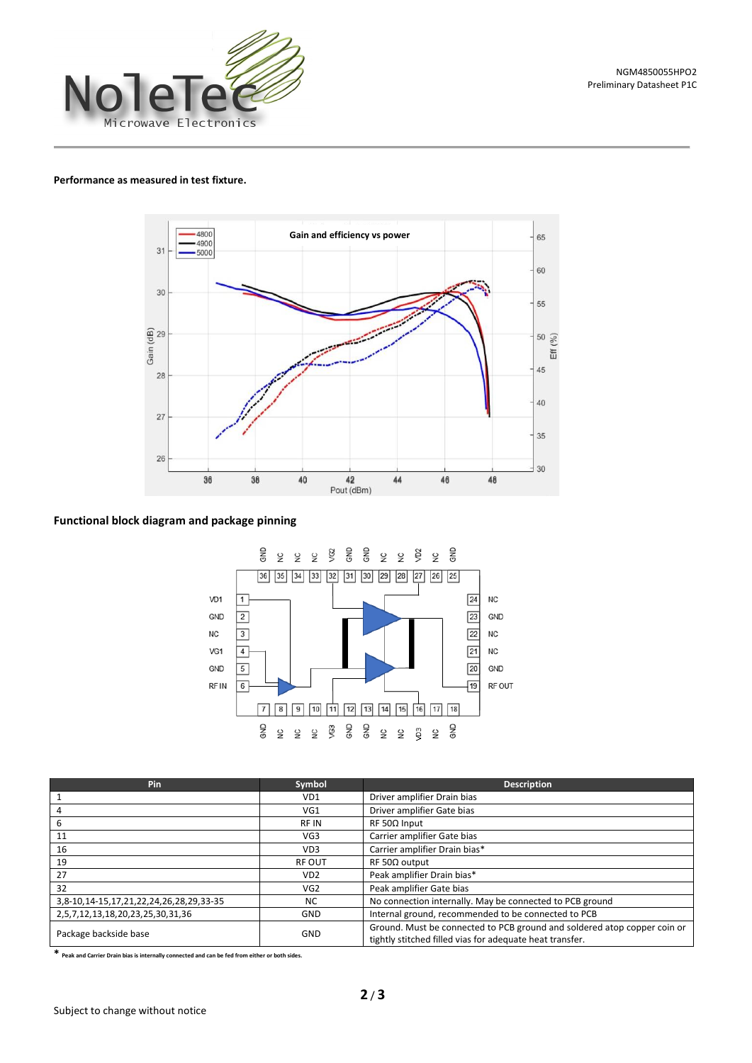## Performance as measured in test fixture.

## Functional block diagram and package pinning

| Pin | Symbol | Description |
|---|---|---|
| 1 | VD1 | Driver amplifier Drain bias |
| 4 | VG1 | Driver amplifier Gate bias |
| 6 | RF IN | RF 50Ω Input |
| 11 | VG3 | Carrier amplifier Gate bias |
| 16 | VD3 | Carrier amplifier Drain bias* |
| 19 | RF OUT | RF 50Ω output |
| 27 | VD2 | Peak amplifier Drain bias* |
| 32 | VG2 | Peak amplifier Gate bias |
| 3,8-10,14-15,17,21,22,24,26,28,29,33-35 | NC | No connection internally. May be connected to PCB ground |
| 2,5,7,12,13,18,20,23,25,30,31,36 | GND | Internal ground, recommended to be connected to PCB |
| Package backside base | GND | Ground. Must be connected to PCB ground and soldered atop copper coin or tightly stitched filled vias for adequate heat transfer. |

* Peak and Carrier Drain bias is internally connected and can be fed from either or both sides.

Subject to change without notice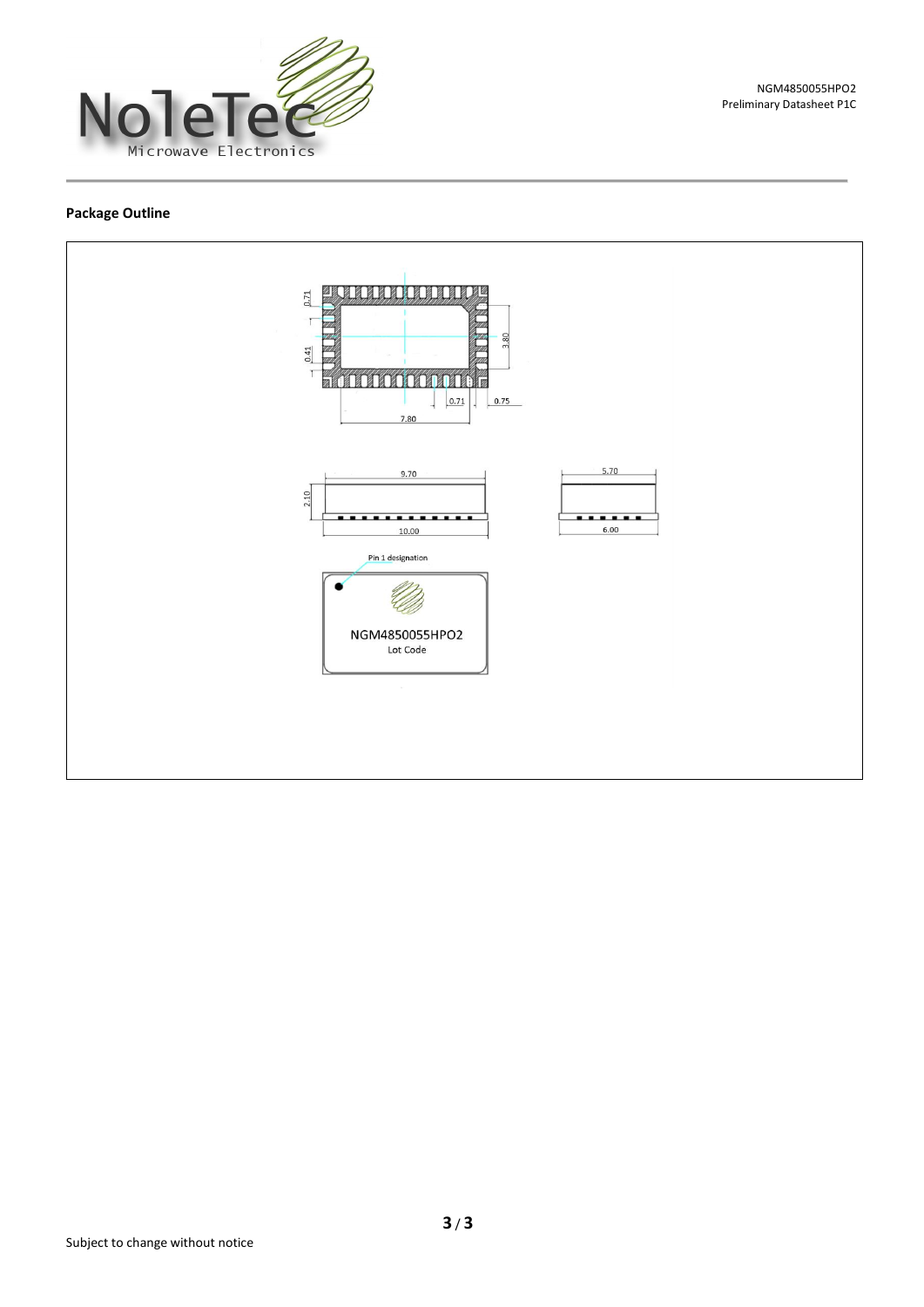## Package Outline

0.71

0.41

3.80

0.71

0.75

7.80

9.70

2.10

10.00

5.70

6.00

Pin 1 designation

NGM4850055HPO2

Lot Code

Subject to change without notice